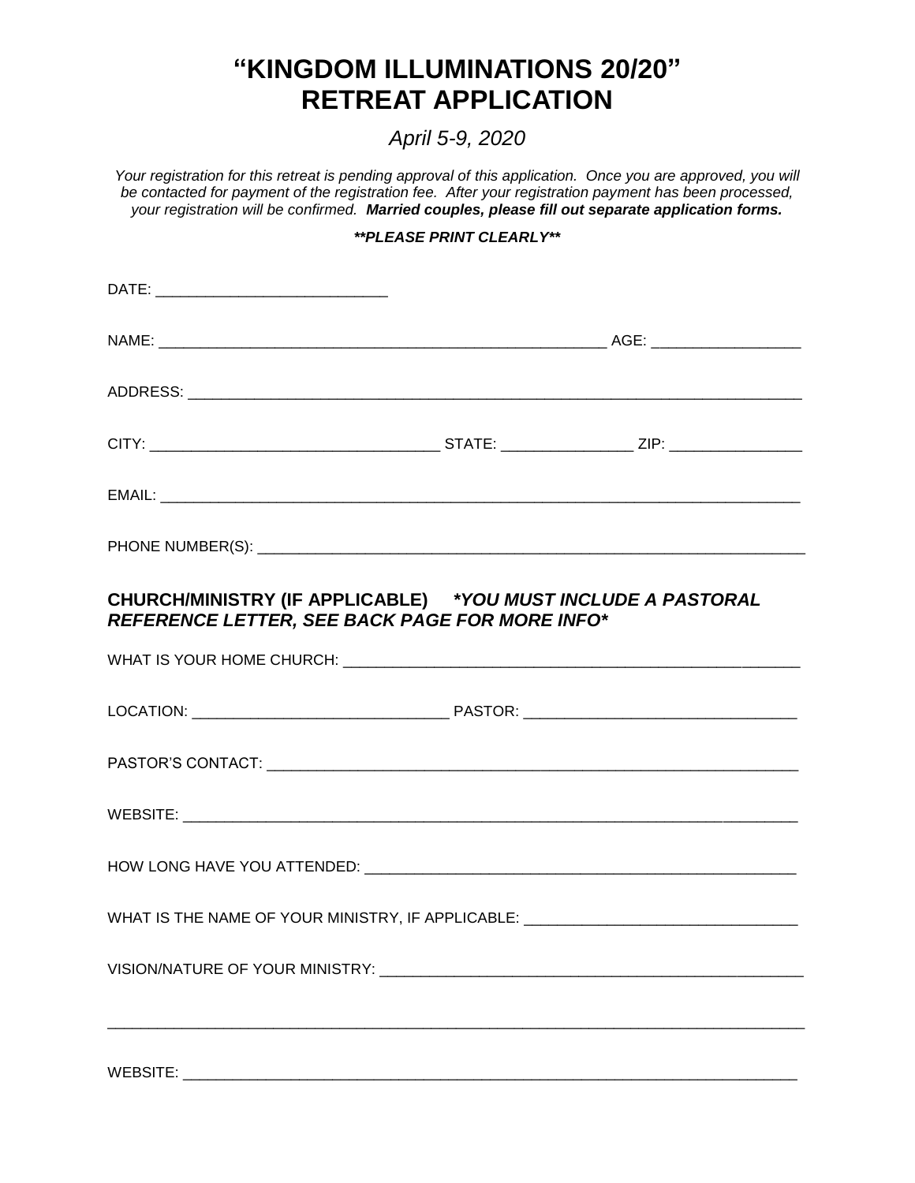# "KINGDOM ILLUMINATIONS 20/20" RETREAT APPLICATION

*April 5-9, 2020*

*Your registration for this retreat is pending approval of this application. Once you are approved, you will be contacted for payment of the registration fee. After your registration payment has been processed, your registration will be confirmed.* ***Married couples, please fill out separate application forms.***

***\*\*PLEASE PRINT CLEARLY\*\****

DATE: ____________________________

NAME: ______________________________________________________ AGE: _________________

ADDRESS: ___________________________________________________________________________

CITY: ___________________________________ STATE: _______________ ZIP: _______________

EMAIL: _____________________________________________________________________________

PHONE NUMBER(S): ____________________________________________________________________

**CHURCH/MINISTRY (IF APPLICABLE)** ***\*YOU MUST INCLUDE A PASTORAL REFERENCE LETTER, SEE BACK PAGE FOR MORE INFO\****

WHAT IS YOUR HOME CHURCH: ______________________________________________________

LOCATION: ______________________________ PASTOR: ________________________________

PASTOR'S CONTACT: _______________________________________________________________

WEBSITE: ________________________________________________________________________

HOW LONG HAVE YOU ATTENDED: ___________________________________________________

WHAT IS THE NAME OF YOUR MINISTRY, IF APPLICABLE: ________________________________

VISION/NATURE OF YOUR MINISTRY: __________________________________________________

_______________________________________________________________________________

WEBSITE: ________________________________________________________________________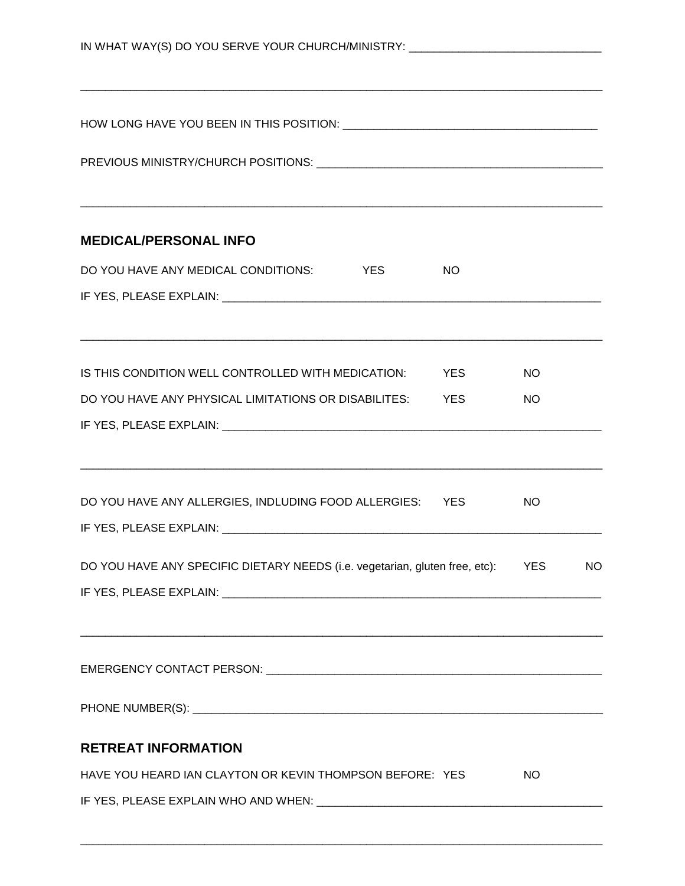IN WHAT WAY(S) DO YOU SERVE YOUR CHURCH/MINISTRY: ______________________________

________________________________________________________________________________

HOW LONG HAVE YOU BEEN IN THIS POSITION: ________________________________________

PREVIOUS MINISTRY/CHURCH POSITIONS: ____________________________________________

________________________________________________________________________________

## MEDICAL/PERSONAL INFO

DO YOU HAVE ANY MEDICAL CONDITIONS: YES NO

IF YES, PLEASE EXPLAIN: ________________________________________________________

________________________________________________________________________________

IS THIS CONDITION WELL CONTROLLED WITH MEDICATION: YES NO

DO YOU HAVE ANY PHYSICAL LIMITATIONS OR DISABILITES: YES NO

IF YES, PLEASE EXPLAIN: ________________________________________________________

________________________________________________________________________________

DO YOU HAVE ANY ALLERGIES, INDLUDING FOOD ALLERGIES: YES NO

IF YES, PLEASE EXPLAIN: ________________________________________________________

DO YOU HAVE ANY SPECIFIC DIETARY NEEDS (i.e. vegetarian, gluten free, etc): YES NO

IF YES, PLEASE EXPLAIN: ________________________________________________________

________________________________________________________________________________

EMERGENCY CONTACT PERSON: _____________________________________________________

PHONE NUMBER(S): _______________________________________________________________

## RETREAT INFORMATION

HAVE YOU HEARD IAN CLAYTON OR KEVIN THOMPSON BEFORE: YES NO

IF YES, PLEASE EXPLAIN WHO AND WHEN: ___________________________________________

________________________________________________________________________________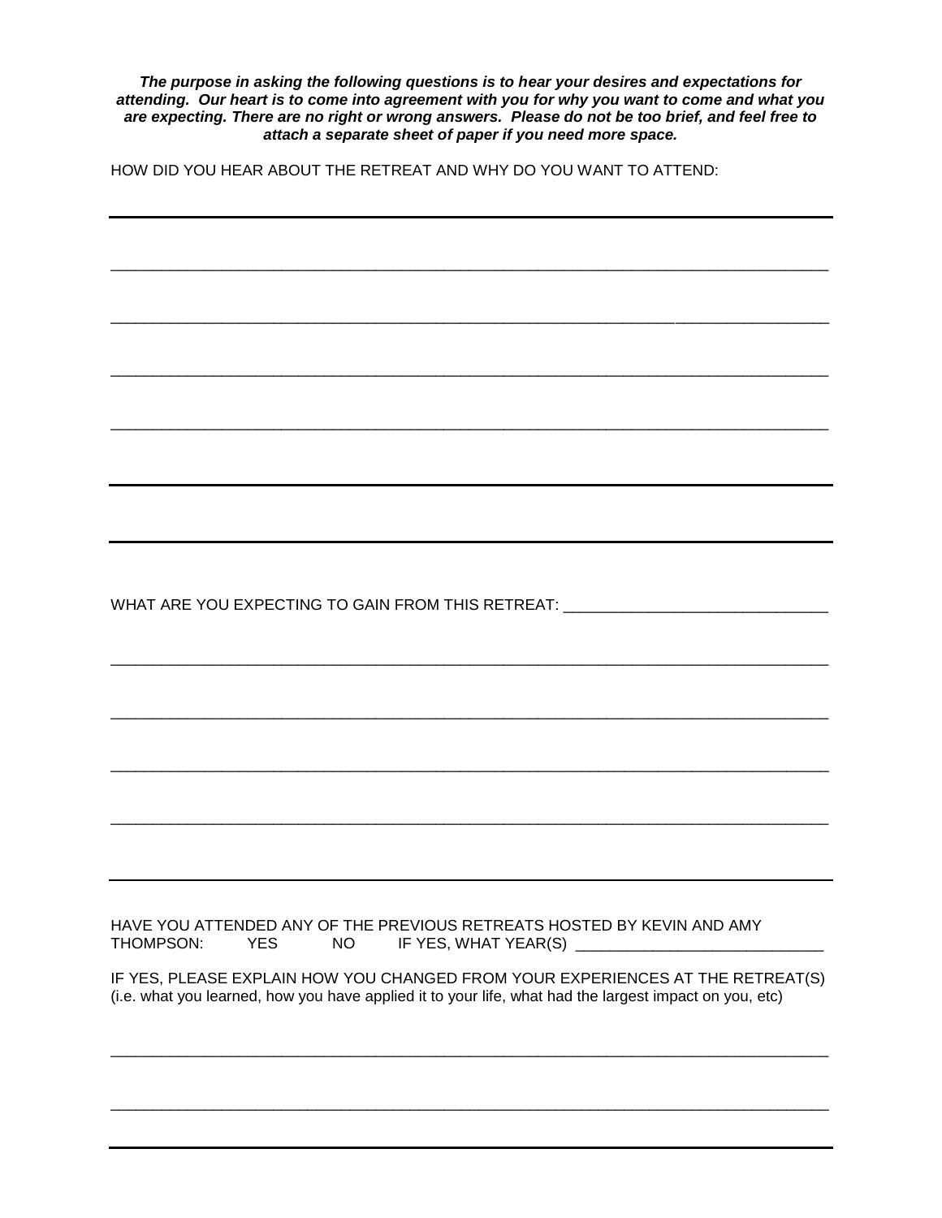***The purpose in asking the following questions is to hear your desires and expectations for attending. Our heart is to come into agreement with you for why you want to come and what you are expecting. There are no right or wrong answers. Please do not be too brief, and feel free to attach a separate sheet of paper if you need more space.***

HOW DID YOU HEAR ABOUT THE RETREAT AND WHY DO YOU WANT TO ATTEND:

___

___

___

___

___

___

___

WHAT ARE YOU EXPECTING TO GAIN FROM THIS RETREAT: ______________________________

___

___

___

___

___

HAVE YOU ATTENDED ANY OF THE PREVIOUS RETREATS HOSTED BY KEVIN AND AMY THOMPSON: YES NO IF YES, WHAT YEAR(S) ______________________________

IF YES, PLEASE EXPLAIN HOW YOU CHANGED FROM YOUR EXPERIENCES AT THE RETREAT(S) (i.e. what you learned, how you have applied it to your life, what had the largest impact on you, etc)

___

___

___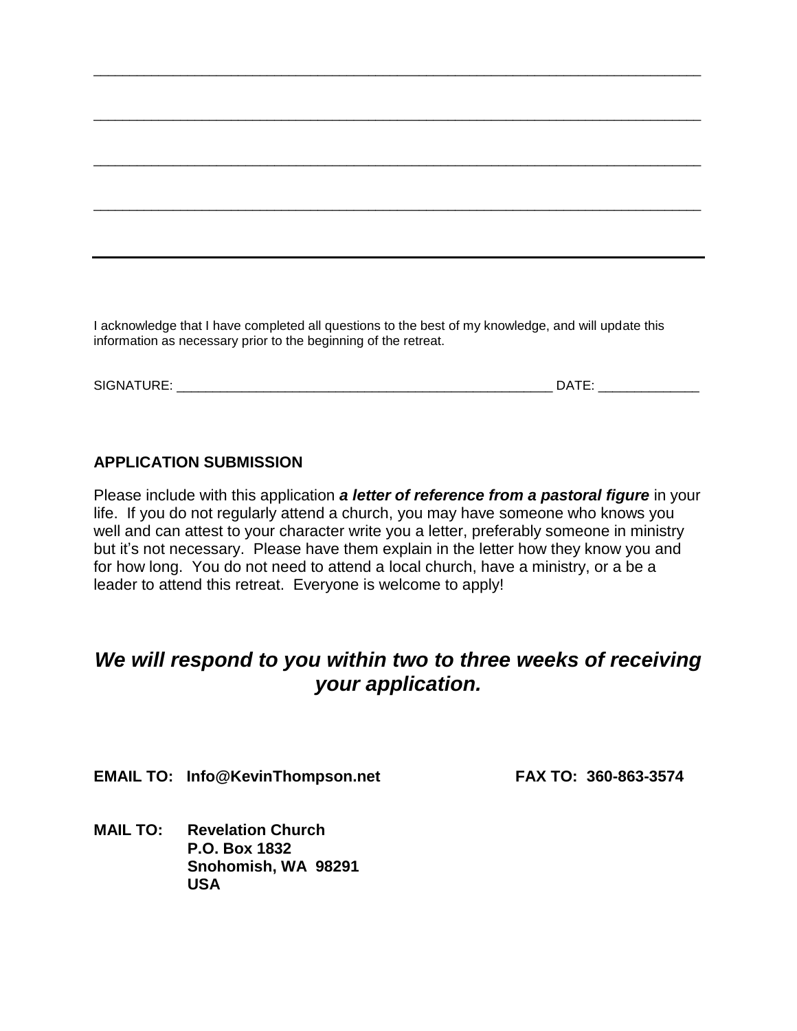\_\_\_\_\_\_\_\_\_\_\_\_\_\_\_\_\_\_\_\_\_\_\_\_\_\_\_\_\_\_\_\_\_\_\_\_\_\_\_\_\_\_\_\_\_\_\_\_\_\_\_\_\_\_\_\_\_\_\_\_\_\_\_\_\_\_\_\_\_\_\_\_\_\_\_\_

\_\_\_\_\_\_\_\_\_\_\_\_\_\_\_\_\_\_\_\_\_\_\_\_\_\_\_\_\_\_\_\_\_\_\_\_\_\_\_\_\_\_\_\_\_\_\_\_\_\_\_\_\_\_\_\_\_\_\_\_\_\_\_\_\_\_\_\_\_\_\_\_\_\_\_\_

\_\_\_\_\_\_\_\_\_\_\_\_\_\_\_\_\_\_\_\_\_\_\_\_\_\_\_\_\_\_\_\_\_\_\_\_\_\_\_\_\_\_\_\_\_\_\_\_\_\_\_\_\_\_\_\_\_\_\_\_\_\_\_\_\_\_\_\_\_\_\_\_\_\_\_\_

\_\_\_\_\_\_\_\_\_\_\_\_\_\_\_\_\_\_\_\_\_\_\_\_\_\_\_\_\_\_\_\_\_\_\_\_\_\_\_\_\_\_\_\_\_\_\_\_\_\_\_\_\_\_\_\_\_\_\_\_\_\_\_\_\_\_\_\_\_\_\_\_\_\_\_\_

---

I acknowledge that I have completed all questions to the best of my knowledge, and will update this information as necessary prior to the beginning of the retreat.

SIGNATURE: \_\_\_\_\_\_\_\_\_\_\_\_\_\_\_\_\_\_\_\_\_\_\_\_\_\_\_\_\_\_\_\_\_\_\_\_\_\_\_\_\_\_\_\_\_\_\_\_\_\_\_\_ DATE: \_\_\_\_\_\_\_\_\_\_\_\_\_\_

**APPLICATION SUBMISSION**

Please include with this application ***a letter of reference from a pastoral figure*** in your life. If you do not regularly attend a church, you may have someone who knows you well and can attest to your character write you a letter, preferably someone in ministry but it's not necessary. Please have them explain in the letter how they know you and for how long. You do not need to attend a local church, have a ministry, or a be a leader to attend this retreat. Everyone is welcome to apply!

***We will respond to you within two to three weeks of receiving your application.***

**EMAIL TO: Info@KevinThompson.net** **FAX TO: 360-863-3574**

**MAIL TO:**
**Revelation Church**
**P.O. Box 1832**
**Snohomish, WA 98291**
**USA**